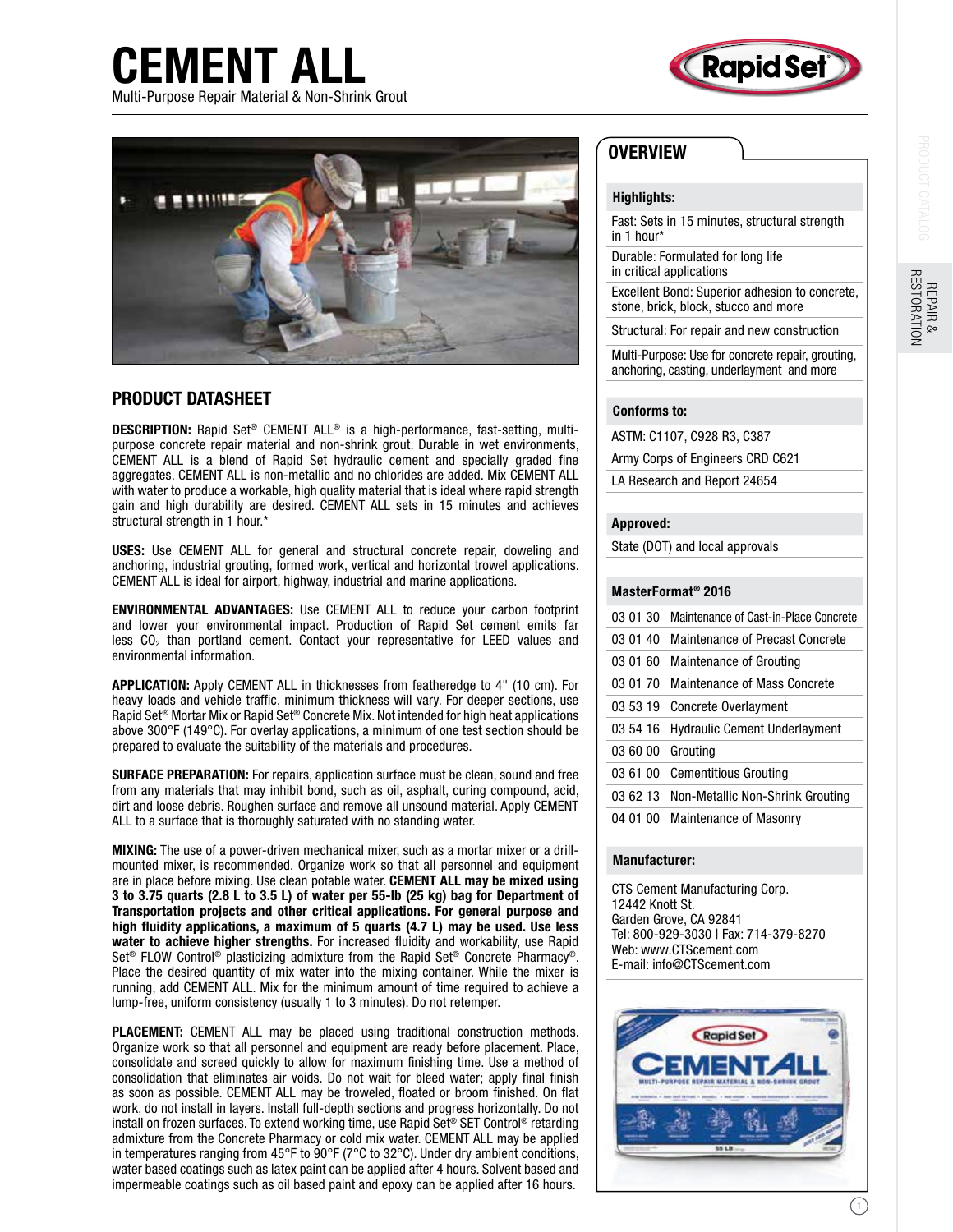# CEMENT ALL

Multi-Purpose Repair Material & Non-Shrink Grout

## PRODUCT DATASHEET

**DESCRIPTION:** Rapid Set® CEMENT ALL® is a high-performance, fast-setting, multi-purpose concrete repair material and non-shrink grout. Durable in wet environments, CEMENT ALL is a blend of Rapid Set hydraulic cement and specially graded fine aggregates. CEMENT ALL is non-metallic and no chlorides are added. Mix CEMENT ALL with water to produce a workable, high quality material that is ideal where rapid strength gain and high durability are desired. CEMENT ALL sets in 15 minutes and achieves structural strength in 1 hour.*

**USES:** Use CEMENT ALL for general and structural concrete repair, doweling and anchoring, industrial grouting, formed work, vertical and horizontal trowel applications. CEMENT ALL is ideal for airport, highway, industrial and marine applications.

**ENVIRONMENTAL ADVANTAGES:** Use CEMENT ALL to reduce your carbon footprint and lower your environmental impact. Production of Rapid Set cement emits far less $CO_2$ than portland cement. Contact your representative for LEED values and environmental information.

**APPLICATION:** Apply CEMENT ALL in thicknesses from featheredge to 4" (10 cm). For heavy loads and vehicle traffic, minimum thickness will vary. For deeper sections, use Rapid Set® Mortar Mix or Rapid Set® Concrete Mix. Not intended for high heat applications above 300°F (149°C). For overlay applications, a minimum of one test section should be prepared to evaluate the suitability of the materials and procedures.

**SURFACE PREPARATION:** For repairs, application surface must be clean, sound and free from any materials that may inhibit bond, such as oil, asphalt, curing compound, acid, dirt and loose debris. Roughen surface and remove all unsound material. Apply CEMENT ALL to a surface that is thoroughly saturated with no standing water.

**MIXING:** The use of a power-driven mechanical mixer, such as a mortar mixer or a drill-mounted mixer, is recommended. Organize work so that all personnel and equipment are in place before mixing. Use clean potable water. **CEMENT ALL may be mixed using 3 to 3.75 quarts (2.8 L to 3.5 L) of water per 55-lb (25 kg) bag for Department of Transportation projects and other critical applications. For general purpose and high fluidity applications, a maximum of 5 quarts (4.7 L) may be used. Use less water to achieve higher strengths.** For increased fluidity and workability, use Rapid Set® FLOW Control® plasticizing admixture from the Rapid Set® Concrete Pharmacy®. Place the desired quantity of mix water into the mixing container. While the mixer is running, add CEMENT ALL. Mix for the minimum amount of time required to achieve a lump-free, uniform consistency (usually 1 to 3 minutes). Do not retemper.

**PLACEMENT:** CEMENT ALL may be placed using traditional construction methods. Organize work so that all personnel and equipment are ready before placement. Place, consolidate and screed quickly to allow for maximum finishing time. Use a method of consolidation that eliminates air voids. Do not wait for bleed water; apply final finish as soon as possible. CEMENT ALL may be troweled, floated or broom finished. On flat work, do not install in layers. Install full-depth sections and progress horizontally. Do not install on frozen surfaces. To extend working time, use Rapid Set® SET Control® retarding admixture from the Concrete Pharmacy or cold mix water. CEMENT ALL may be applied in temperatures ranging from 45°F to 90°F (7°C to 32°C). Under dry ambient conditions, water based coatings such as latex paint can be applied after 4 hours. Solvent based and impermeable coatings such as oil based paint and epoxy can be applied after 16 hours.

## OVERVIEW

**Highlights:**

- Fast: Sets in 15 minutes, structural strength in 1 hour*
- Durable: Formulated for long life in critical applications
- Excellent Bond: Superior adhesion to concrete, stone, brick, block, stucco and more
- Structural: For repair and new construction
- Multi-Purpose: Use for concrete repair, grouting, anchoring, casting, underlayment and more

**Conforms to:**

- ASTM: C1107, C928 R3, C387
- Army Corps of Engineers CRD C621
- LA Research and Report 24654

**Approved:**

- State (DOT) and local approvals

**MasterFormat® 2016**

| | |
|---|---|
| 03 01 30 | Maintenance of Cast-in-Place Concrete |
| 03 01 40 | Maintenance of Precast Concrete |
| 03 01 60 | Maintenance of Grouting |
| 03 01 70 | Maintenance of Mass Concrete |
| 03 53 19 | Concrete Overlayment |
| 03 54 16 | Hydraulic Cement Underlayment |
| 03 60 00 | Grouting |
| 03 61 00 | Cementitious Grouting |
| 03 62 13 | Non-Metallic Non-Shrink Grouting |
| 04 01 00 | Maintenance of Masonry |

**Manufacturer:**

CTS Cement Manufacturing Corp.
12442 Knott St.
Garden Grove, CA 92841
Tel: 800-929-3030 | Fax: 714-379-8270
Web: www.CTScement.com
E-mail: info@CTScement.com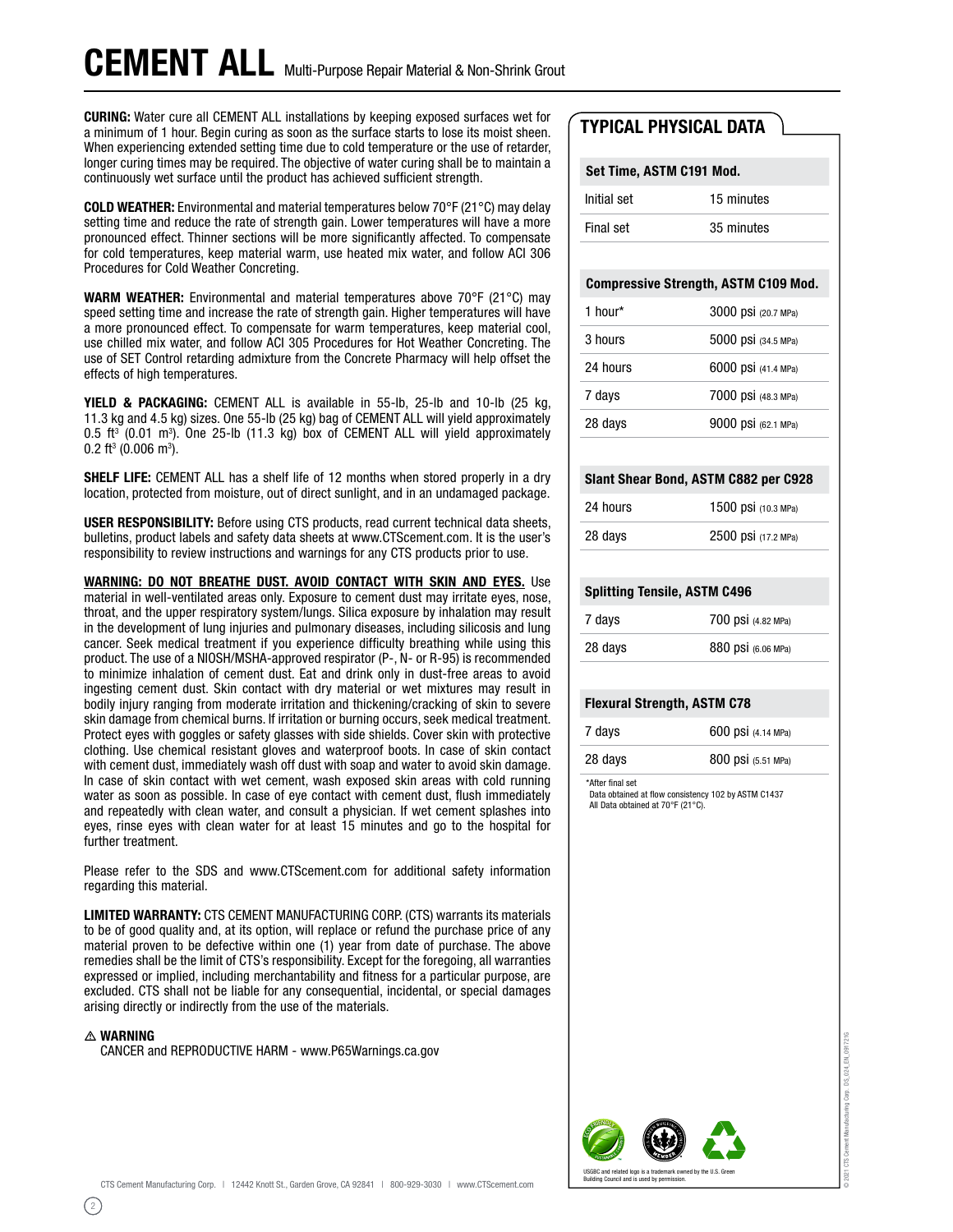# CEMENT ALL Multi-Purpose Repair Material & Non-Shrink Grout

**CURING:** Water cure all CEMENT ALL installations by keeping exposed surfaces wet for a minimum of 1 hour. Begin curing as soon as the surface starts to lose its moist sheen. When experiencing extended setting time due to cold temperature or the use of retarder, longer curing times may be required. The objective of water curing shall be to maintain a continuously wet surface until the product has achieved sufficient strength.

**COLD WEATHER:** Environmental and material temperatures below 70°F (21°C) may delay setting time and reduce the rate of strength gain. Lower temperatures will have a more pronounced effect. Thinner sections will be more significantly affected. To compensate for cold temperatures, keep material warm, use heated mix water, and follow ACI 306 Procedures for Cold Weather Concreting.

**WARM WEATHER:** Environmental and material temperatures above 70°F (21°C) may speed setting time and increase the rate of strength gain. Higher temperatures will have a more pronounced effect. To compensate for warm temperatures, keep material cool, use chilled mix water, and follow ACI 305 Procedures for Hot Weather Concreting. The use of SET Control retarding admixture from the Concrete Pharmacy will help offset the effects of high temperatures.

**YIELD & PACKAGING:** CEMENT ALL is available in 55-lb, 25-lb and 10-lb (25 kg, 11.3 kg and 4.5 kg) sizes. One 55-lb (25 kg) bag of CEMENT ALL will yield approximately 0.5 $ft^3$ (0.01 $m^3$). One 25-lb (11.3 kg) box of CEMENT ALL will yield approximately 0.2 $ft^3$ (0.006 $m^3$).

**SHELF LIFE:** CEMENT ALL has a shelf life of 12 months when stored properly in a dry location, protected from moisture, out of direct sunlight, and in an undamaged package.

**USER RESPONSIBILITY:** Before using CTS products, read current technical data sheets, bulletins, product labels and safety data sheets at www.CTScement.com. It is the user's responsibility to review instructions and warnings for any CTS products prior to use.

**WARNING: DO NOT BREATHE DUST. AVOID CONTACT WITH SKIN AND EYES.** Use material in well-ventilated areas only. Exposure to cement dust may irritate eyes, nose, throat, and the upper respiratory system/lungs. Silica exposure by inhalation may result in the development of lung injuries and pulmonary diseases, including silicosis and lung cancer. Seek medical treatment if you experience difficulty breathing while using this product. The use of a NIOSH/MSHA-approved respirator (P-, N- or R-95) is recommended to minimize inhalation of cement dust. Eat and drink only in dust-free areas to avoid ingesting cement dust. Skin contact with dry material or wet mixtures may result in bodily injury ranging from moderate irritation and thickening/cracking of skin to severe skin damage from chemical burns. If irritation or burning occurs, seek medical treatment. Protect eyes with goggles or safety glasses with side shields. Cover skin with protective clothing. Use chemical resistant gloves and waterproof boots. In case of skin contact with cement dust, immediately wash off dust with soap and water to avoid skin damage. In case of skin contact with wet cement, wash exposed skin areas with cold running water as soon as possible. In case of eye contact with cement dust, flush immediately and repeatedly with clean water, and consult a physician. If wet cement splashes into eyes, rinse eyes with clean water for at least 15 minutes and go to the hospital for further treatment.

Please refer to the SDS and www.CTScement.com for additional safety information regarding this material.

**LIMITED WARRANTY:** CTS CEMENT MANUFACTURING CORP. (CTS) warrants its materials to be of good quality and, at its option, will replace or refund the purchase price of any material proven to be defective within one (1) year from date of purchase. The above remedies shall be the limit of CTS's responsibility. Except for the foregoing, all warranties expressed or implied, including merchantability and fitness for a particular purpose, are excluded. CTS shall not be liable for any consequential, incidental, or special damages arising directly or indirectly from the use of the materials.

⚠ **WARNING**
CANCER and REPRODUCTIVE HARM - www.P65Warnings.ca.gov

## TYPICAL PHYSICAL DATA

| Set Time, ASTM C191 Mod. | |
|---|---|
| Initial set | 15 minutes |
| Final set | 35 minutes |

| Compressive Strength, ASTM C109 Mod. | |
|---|---|
| 1 hour* | 3000 psi (20.7 MPa) |
| 3 hours | 5000 psi (34.5 MPa) |
| 24 hours | 6000 psi (41.4 MPa) |
| 7 days | 7000 psi (48.3 MPa) |
| 28 days | 9000 psi (62.1 MPa) |

| Slant Shear Bond, ASTM C882 per C928 | |
|---|---|
| 24 hours | 1500 psi (10.3 MPa) |
| 28 days | 2500 psi (17.2 MPa) |

| Splitting Tensile, ASTM C496 | |
|---|---|
| 7 days | 700 psi (4.82 MPa) |
| 28 days | 880 psi (6.06 MPa) |

| Flexural Strength, ASTM C78 | |
|---|---|
| 7 days | 600 psi (4.14 MPa) |
| 28 days | 800 psi (5.51 MPa) |

*After final set
Data obtained at flow consistency 102 by ASTM C1437
All Data obtained at 70°F (21°C).

USGBC and related logo is a trademark owned by the U.S. Green Building Council and is used by permission.

CTS Cement Manufacturing Corp. | 12442 Knott St., Garden Grove, CA 92841 | 800-929-3030 | www.CTScement.com

© 2021 CTS Cement Manufacturing Corp. DS_024_EN_091721G